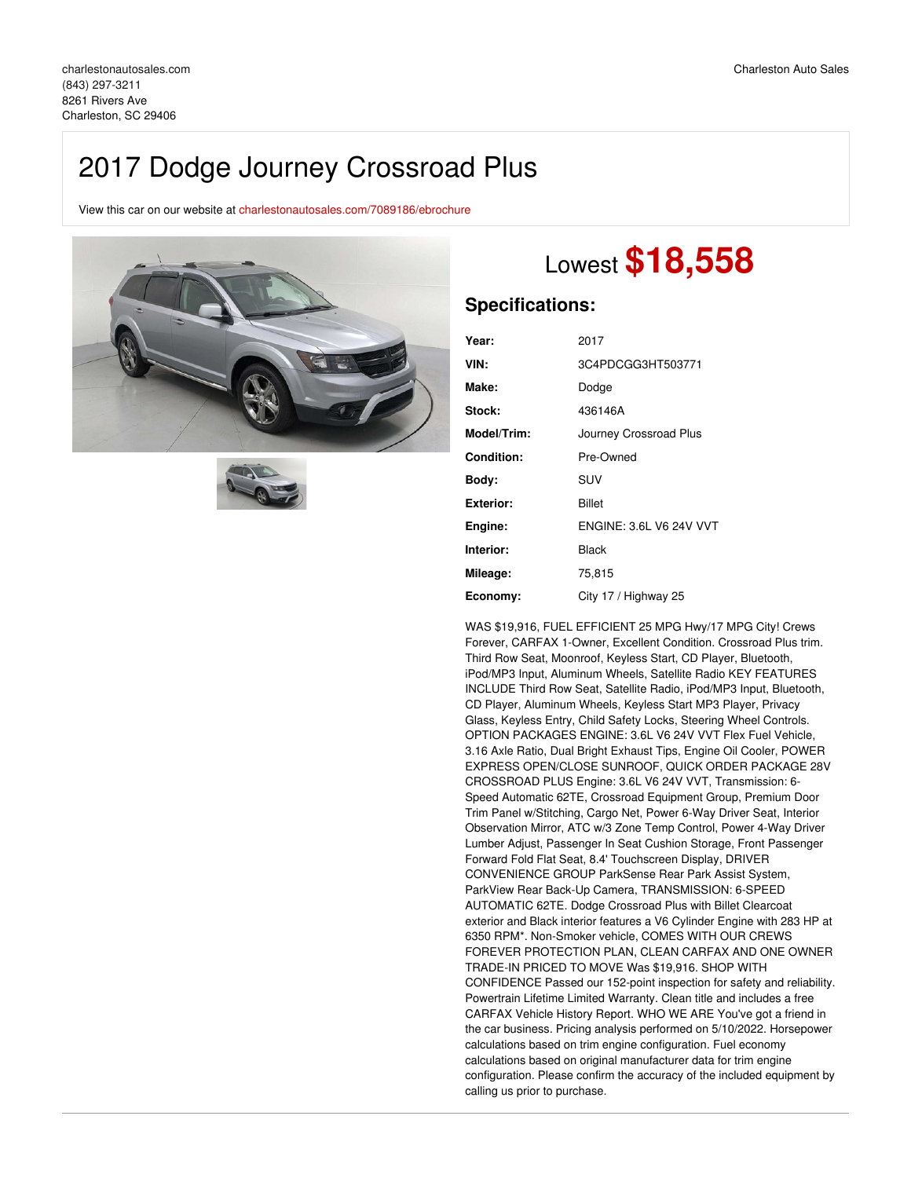charlestonautosales.com
(843) 297-3211
8261 Rivers Ave
Charleston, SC 29406

Charleston Auto Sales

# 2017 Dodge Journey Crossroad Plus

View this car on our website at charlestonautosales.com/7089186/ebrochure

Lowest **$18,558**

## Specifications:

| | |
|---|---|
| **Year:** | 2017 |
| **VIN:** | 3C4PDCGG3HT503771 |
| **Make:** | Dodge |
| **Stock:** | 436146A |
| **Model/Trim:** | Journey Crossroad Plus |
| **Condition:** | Pre-Owned |
| **Body:** | SUV |
| **Exterior:** | Billet |
| **Engine:** | ENGINE: 3.6L V6 24V VVT |
| **Interior:** | Black |
| **Mileage:** | 75,815 |
| **Economy:** | City 17 / Highway 25 |

WAS $19,916, FUEL EFFICIENT 25 MPG Hwy/17 MPG City! Crews Forever, CARFAX 1-Owner, Excellent Condition. Crossroad Plus trim. Third Row Seat, Moonroof, Keyless Start, CD Player, Bluetooth, iPod/MP3 Input, Aluminum Wheels, Satellite Radio KEY FEATURES INCLUDE Third Row Seat, Satellite Radio, iPod/MP3 Input, Bluetooth, CD Player, Aluminum Wheels, Keyless Start MP3 Player, Privacy Glass, Keyless Entry, Child Safety Locks, Steering Wheel Controls. OPTION PACKAGES ENGINE: 3.6L V6 24V VVT Flex Fuel Vehicle, 3.16 Axle Ratio, Dual Bright Exhaust Tips, Engine Oil Cooler, POWER EXPRESS OPEN/CLOSE SUNROOF, QUICK ORDER PACKAGE 28V CROSSROAD PLUS Engine: 3.6L V6 24V VVT, Transmission: 6-Speed Automatic 62TE, Crossroad Equipment Group, Premium Door Trim Panel w/Stitching, Cargo Net, Power 6-Way Driver Seat, Interior Observation Mirror, ATC w/3 Zone Temp Control, Power 4-Way Driver Lumber Adjust, Passenger In Seat Cushion Storage, Front Passenger Forward Fold Flat Seat, 8.4' Touchscreen Display, DRIVER CONVENIENCE GROUP ParkSense Rear Park Assist System, ParkView Rear Back-Up Camera, TRANSMISSION: 6-SPEED AUTOMATIC 62TE. Dodge Crossroad Plus with Billet Clearcoat exterior and Black interior features a V6 Cylinder Engine with 283 HP at 6350 RPM*. Non-Smoker vehicle, COMES WITH OUR CREWS FOREVER PROTECTION PLAN, CLEAN CARFAX AND ONE OWNER TRADE-IN PRICED TO MOVE Was $19,916. SHOP WITH CONFIDENCE Passed our 152-point inspection for safety and reliability. Powertrain Lifetime Limited Warranty. Clean title and includes a free CARFAX Vehicle History Report. WHO WE ARE You've got a friend in the car business. Pricing analysis performed on 5/10/2022. Horsepower calculations based on trim engine configuration. Fuel economy calculations based on original manufacturer data for trim engine configuration. Please confirm the accuracy of the included equipment by calling us prior to purchase.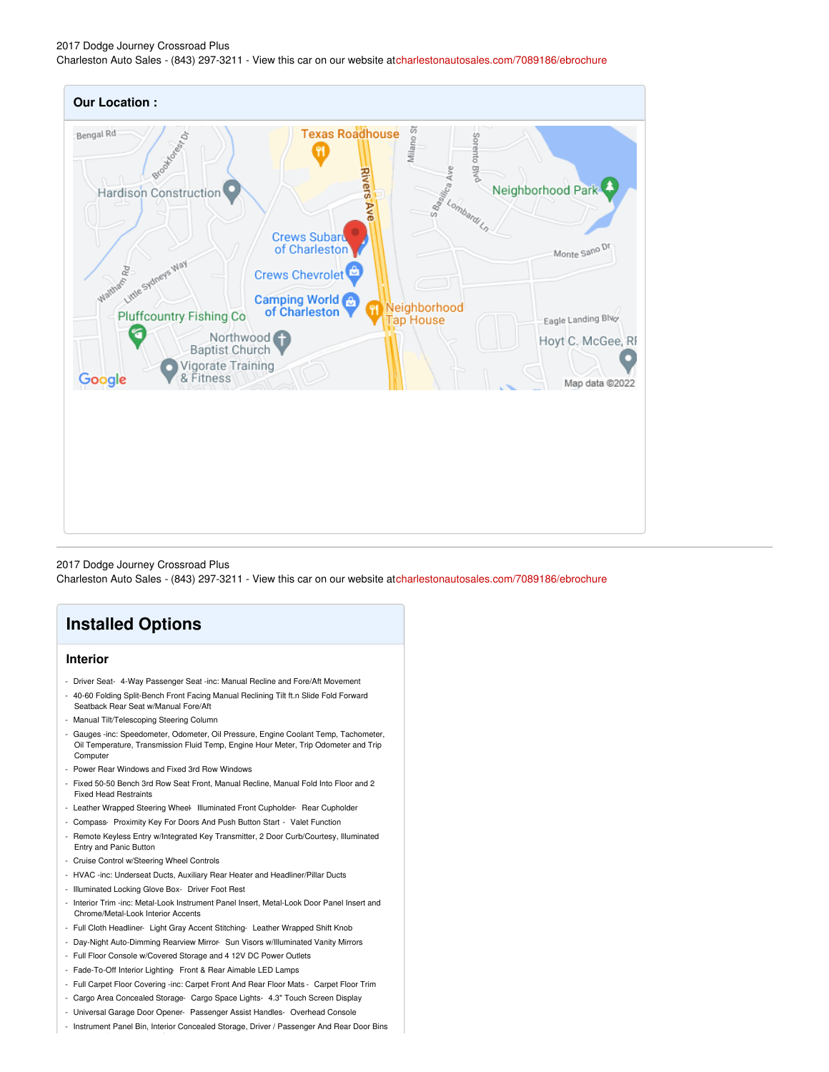2017 Dodge Journey Crossroad Plus
Charleston Auto Sales - (843) 297-3211 - View this car on our website at charlestonautosales.com/7089186/ebrochure

**Our Location :**

2017 Dodge Journey Crossroad Plus
Charleston Auto Sales - (843) 297-3211 - View this car on our website at charlestonautosales.com/7089186/ebrochure

# Installed Options

## Interior

- Driver Seat- 4-Way Passenger Seat -inc: Manual Recline and Fore/Aft Movement
- 40-60 Folding Split-Bench Front Facing Manual Reclining Tilt ft.n Slide Fold Forward Seatback Rear Seat w/Manual Fore/Aft
- Manual Tilt/Telescoping Steering Column
- Gauges -inc: Speedometer, Odometer, Oil Pressure, Engine Coolant Temp, Tachometer, Oil Temperature, Transmission Fluid Temp, Engine Hour Meter, Trip Odometer and Trip Computer
- Power Rear Windows and Fixed 3rd Row Windows
- Fixed 50-50 Bench 3rd Row Seat Front, Manual Recline, Manual Fold Into Floor and 2 Fixed Head Restraints
- Leather Wrapped Steering Wheel- Illuminated Front Cupholder- Rear Cupholder
- Compass- Proximity Key For Doors And Push Button Start - Valet Function
- Remote Keyless Entry w/Integrated Key Transmitter, 2 Door Curb/Courtesy, Illuminated Entry and Panic Button
- Cruise Control w/Steering Wheel Controls
- HVAC -inc: Underseat Ducts, Auxiliary Rear Heater and Headliner/Pillar Ducts
- Illuminated Locking Glove Box- Driver Foot Rest
- Interior Trim -inc: Metal-Look Instrument Panel Insert, Metal-Look Door Panel Insert and Chrome/Metal-Look Interior Accents
- Full Cloth Headliner- Light Gray Accent Stitching- Leather Wrapped Shift Knob
- Day-Night Auto-Dimming Rearview Mirror- Sun Visors w/Illuminated Vanity Mirrors
- Full Floor Console w/Covered Storage and 4 12V DC Power Outlets
- Fade-To-Off Interior Lighting- Front & Rear Aimable LED Lamps
- Full Carpet Floor Covering -inc: Carpet Front And Rear Floor Mats - Carpet Floor Trim
- Cargo Area Concealed Storage- Cargo Space Lights- 4.3" Touch Screen Display
- Universal Garage Door Opener- Passenger Assist Handles- Overhead Console
- Instrument Panel Bin, Interior Concealed Storage, Driver / Passenger And Rear Door Bins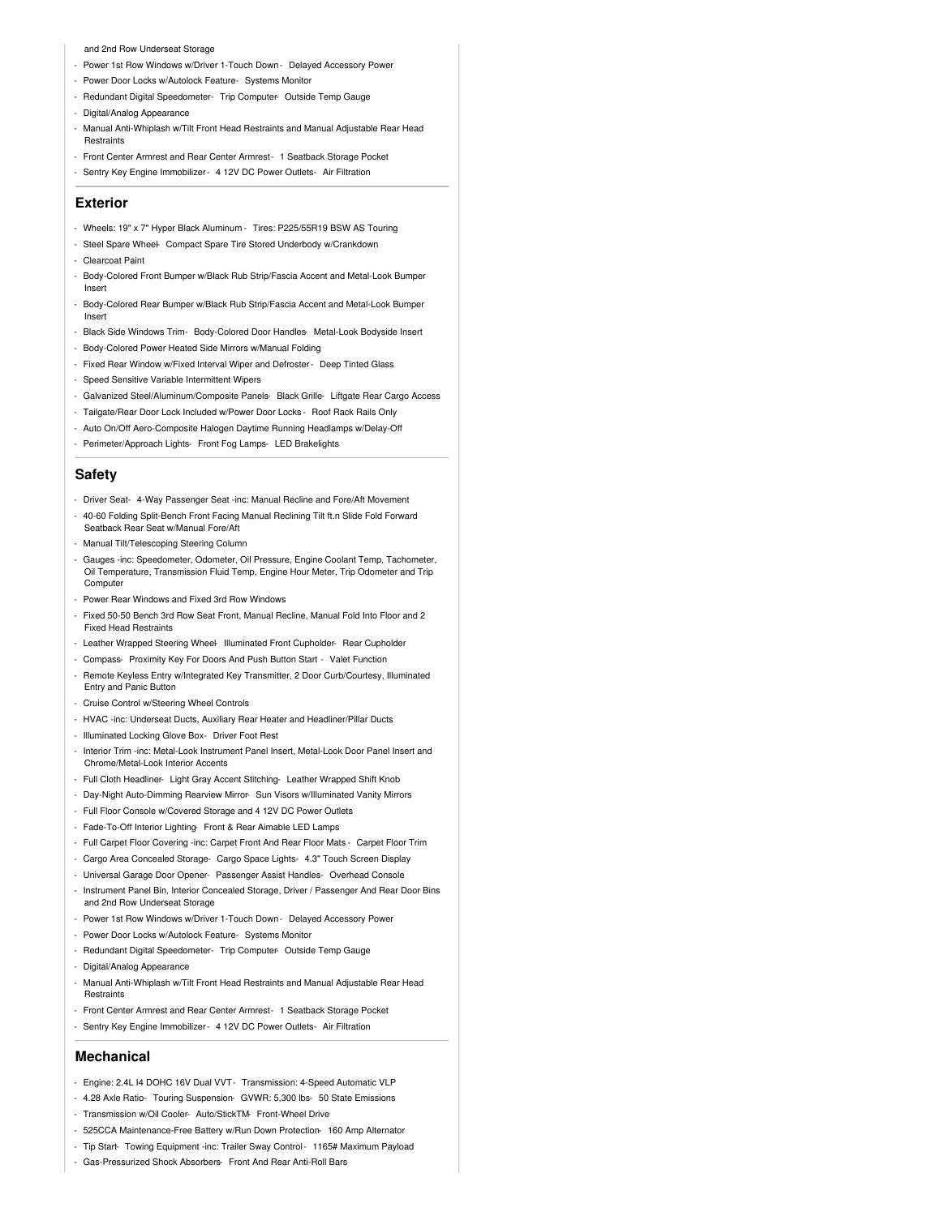and 2nd Row Underseat Storage

- Power 1st Row Windows w/Driver 1-Touch Down - Delayed Accessory Power
- Power Door Locks w/Autolock Feature - Systems Monitor
- Redundant Digital Speedometer - Trip Computer - Outside Temp Gauge
- Digital/Analog Appearance
- Manual Anti-Whiplash w/Tilt Front Head Restraints and Manual Adjustable Rear Head Restraints
- Front Center Armrest and Rear Center Armrest - 1 Seatback Storage Pocket
- Sentry Key Engine Immobilizer - 4 12V DC Power Outlets - Air Filtration

## Exterior

- Wheels: 19" x 7" Hyper Black Aluminum - Tires: P225/55R19 BSW AS Touring
- Steel Spare Wheel - Compact Spare Tire Stored Underbody w/Crankdown
- Clearcoat Paint
- Body-Colored Front Bumper w/Black Rub Strip/Fascia Accent and Metal-Look Bumper Insert
- Body-Colored Rear Bumper w/Black Rub Strip/Fascia Accent and Metal-Look Bumper Insert
- Black Side Windows Trim - Body-Colored Door Handles - Metal-Look Bodyside Insert
- Body-Colored Power Heated Side Mirrors w/Manual Folding
- Fixed Rear Window w/Fixed Interval Wiper and Defroster - Deep Tinted Glass
- Speed Sensitive Variable Intermittent Wipers
- Galvanized Steel/Aluminum/Composite Panels - Black Grille - Liftgate Rear Cargo Access
- Tailgate/Rear Door Lock Included w/Power Door Locks - Roof Rack Rails Only
- Auto On/Off Aero-Composite Halogen Daytime Running Headlamps w/Delay-Off
- Perimeter/Approach Lights - Front Fog Lamps - LED Brakelights

## Safety

- Driver Seat - 4-Way Passenger Seat -inc: Manual Recline and Fore/Aft Movement
- 40-60 Folding Split-Bench Front Facing Manual Reclining Tilt ft.n Slide Fold Forward Seatback Rear Seat w/Manual Fore/Aft
- Manual Tilt/Telescoping Steering Column
- Gauges -inc: Speedometer, Odometer, Oil Pressure, Engine Coolant Temp, Tachometer, Oil Temperature, Transmission Fluid Temp, Engine Hour Meter, Trip Odometer and Trip Computer
- Power Rear Windows and Fixed 3rd Row Windows
- Fixed 50-50 Bench 3rd Row Seat Front, Manual Recline, Manual Fold Into Floor and 2 Fixed Head Restraints
- Leather Wrapped Steering Wheel - Illuminated Front Cupholder - Rear Cupholder
- Compass - Proximity Key For Doors And Push Button Start - Valet Function
- Remote Keyless Entry w/Integrated Key Transmitter, 2 Door Curb/Courtesy, Illuminated Entry and Panic Button
- Cruise Control w/Steering Wheel Controls
- HVAC -inc: Underseat Ducts, Auxiliary Rear Heater and Headliner/Pillar Ducts
- Illuminated Locking Glove Box - Driver Foot Rest
- Interior Trim -inc: Metal-Look Instrument Panel Insert, Metal-Look Door Panel Insert and Chrome/Metal-Look Interior Accents
- Full Cloth Headliner - Light Gray Accent Stitching - Leather Wrapped Shift Knob
- Day-Night Auto-Dimming Rearview Mirror - Sun Visors w/Illuminated Vanity Mirrors
- Full Floor Console w/Covered Storage and 4 12V DC Power Outlets
- Fade-To-Off Interior Lighting - Front & Rear Aimable LED Lamps
- Full Carpet Floor Covering -inc: Carpet Front And Rear Floor Mats - Carpet Floor Trim
- Cargo Area Concealed Storage - Cargo Space Lights - 4.3" Touch Screen Display
- Universal Garage Door Opener - Passenger Assist Handles - Overhead Console
- Instrument Panel Bin, Interior Concealed Storage, Driver / Passenger And Rear Door Bins and 2nd Row Underseat Storage
- Power 1st Row Windows w/Driver 1-Touch Down - Delayed Accessory Power
- Power Door Locks w/Autolock Feature - Systems Monitor
- Redundant Digital Speedometer - Trip Computer - Outside Temp Gauge
- Digital/Analog Appearance
- Manual Anti-Whiplash w/Tilt Front Head Restraints and Manual Adjustable Rear Head Restraints
- Front Center Armrest and Rear Center Armrest - 1 Seatback Storage Pocket
- Sentry Key Engine Immobilizer - 4 12V DC Power Outlets - Air Filtration

## Mechanical

- Engine: 2.4L I4 DOHC 16V Dual VVT - Transmission: 4-Speed Automatic VLP
- 4.28 Axle Ratio - Touring Suspension - GVWR: 5,300 lbs - 50 State Emissions
- Transmission w/Oil Cooler - Auto/StickTM - Front-Wheel Drive
- 525CCA Maintenance-Free Battery w/Run Down Protection - 160 Amp Alternator
- Tip Start - Towing Equipment -inc: Trailer Sway Control - 1165# Maximum Payload
- Gas-Pressurized Shock Absorbers - Front And Rear Anti-Roll Bars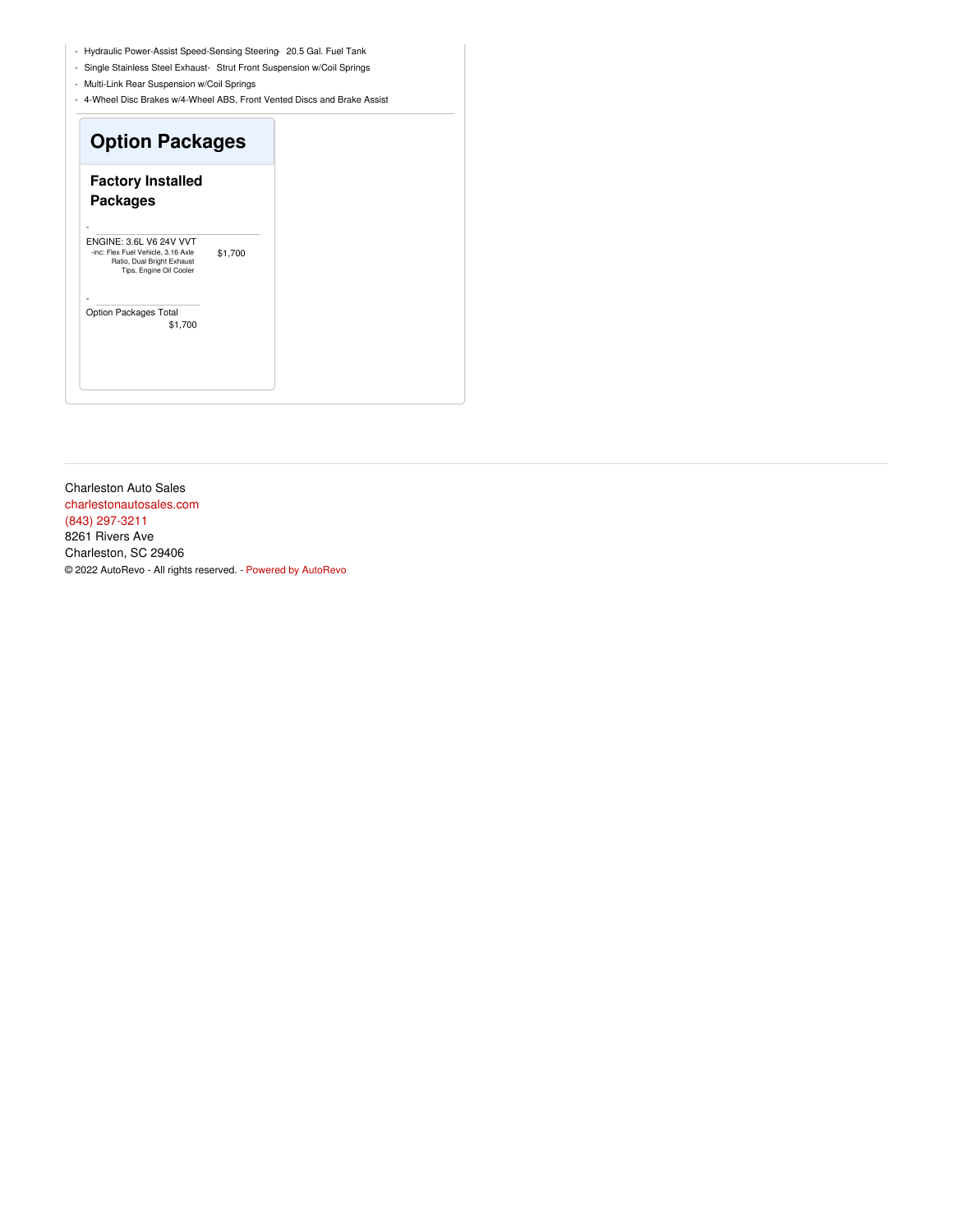- Hydraulic Power-Assist Speed-Sensing Steering
- 20.5 Gal. Fuel Tank
- Single Stainless Steel Exhaust
- Strut Front Suspension w/Coil Springs
- Multi-Link Rear Suspension w/Coil Springs
- 4-Wheel Disc Brakes w/4-Wheel ABS, Front Vented Discs and Brake Assist

## Option Packages

### Factory Installed Packages

| | |
|---|---|
| ENGINE: 3.6L V6 24V VVT<br>-inc: Flex Fuel Vehicle, 3.16 Axle Ratio, Dual Bright Exhaust Tips, Engine Oil Cooler | $1,700 |
| Option Packages Total | $1,700 |

Charleston Auto Sales
charlestonautosales.com
(843) 297-3211
8261 Rivers Ave
Charleston, SC 29406
© 2022 AutoRevo - All rights reserved. - Powered by AutoRevo